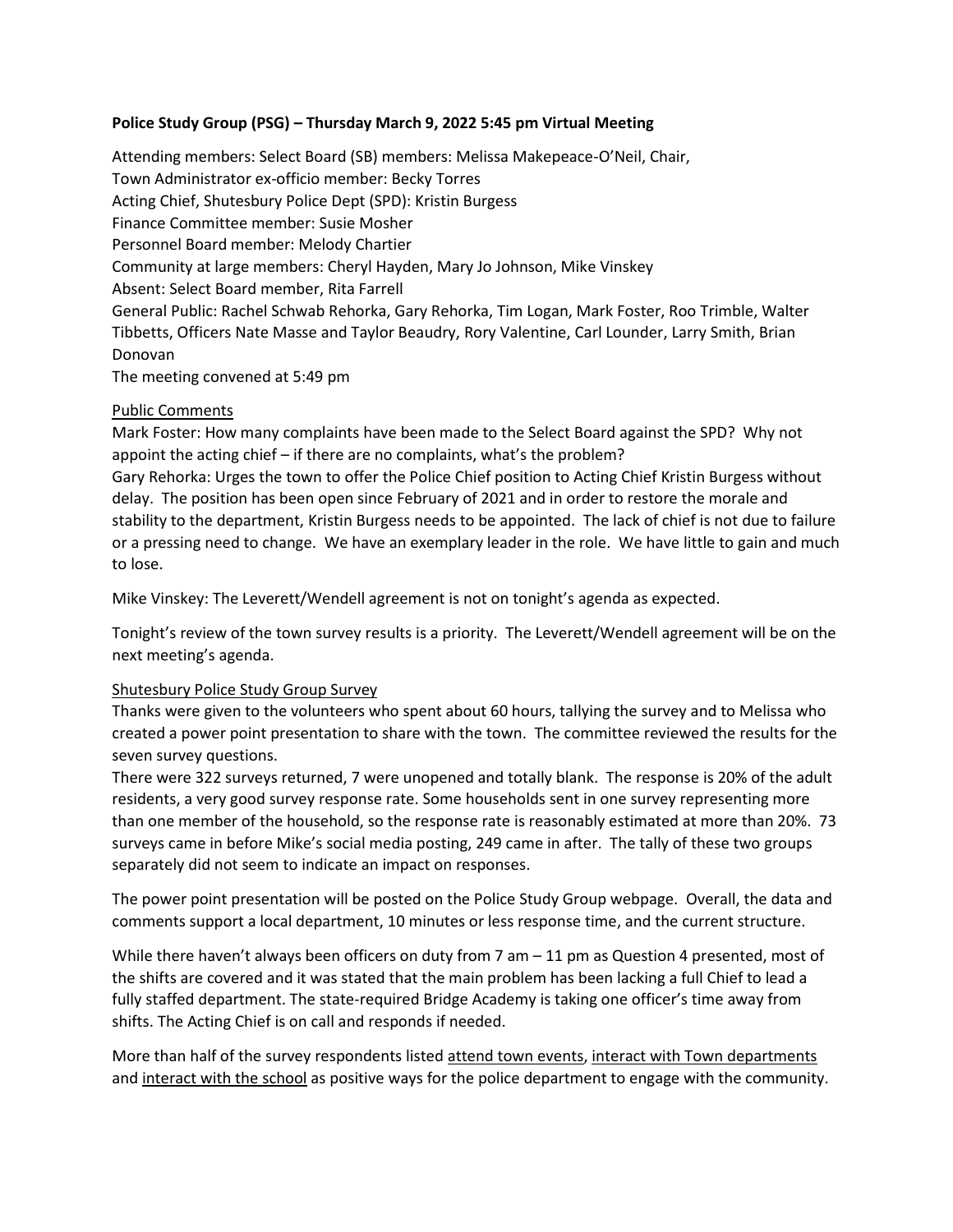**Police Study Group (PSG) – Thursday March 9, 2022 5:45 pm Virtual Meeting**

Attending members: Select Board (SB) members: Melissa Makepeace-O'Neil, Chair,
Town Administrator ex-officio member: Becky Torres
Acting Chief, Shutesbury Police Dept (SPD): Kristin Burgess
Finance Committee member: Susie Mosher
Personnel Board member: Melody Chartier
Community at large members: Cheryl Hayden, Mary Jo Johnson, Mike Vinskey
Absent: Select Board member, Rita Farrell
General Public: Rachel Schwab Rehorka, Gary Rehorka, Tim Logan, Mark Foster, Roo Trimble, Walter Tibbetts, Officers Nate Masse and Taylor Beaudry, Rory Valentine, Carl Lounder, Larry Smith, Brian Donovan
The meeting convened at 5:49 pm

Public Comments

Mark Foster: How many complaints have been made to the Select Board against the SPD? Why not appoint the acting chief – if there are no complaints, what's the problem?
Gary Rehorka: Urges the town to offer the Police Chief position to Acting Chief Kristin Burgess without delay. The position has been open since February of 2021 and in order to restore the morale and stability to the department, Kristin Burgess needs to be appointed. The lack of chief is not due to failure or a pressing need to change. We have an exemplary leader in the role. We have little to gain and much to lose.

Mike Vinskey: The Leverett/Wendell agreement is not on tonight's agenda as expected.

Tonight's review of the town survey results is a priority. The Leverett/Wendell agreement will be on the next meeting's agenda.

Shutesbury Police Study Group Survey

Thanks were given to the volunteers who spent about 60 hours, tallying the survey and to Melissa who created a power point presentation to share with the town. The committee reviewed the results for the seven survey questions.
There were 322 surveys returned, 7 were unopened and totally blank. The response is 20% of the adult residents, a very good survey response rate. Some households sent in one survey representing more than one member of the household, so the response rate is reasonably estimated at more than 20%. 73 surveys came in before Mike's social media posting, 249 came in after. The tally of these two groups separately did not seem to indicate an impact on responses.

The power point presentation will be posted on the Police Study Group webpage. Overall, the data and comments support a local department, 10 minutes or less response time, and the current structure.

While there haven't always been officers on duty from 7 am – 11 pm as Question 4 presented, most of the shifts are covered and it was stated that the main problem has been lacking a full Chief to lead a fully staffed department. The state-required Bridge Academy is taking one officer's time away from shifts. The Acting Chief is on call and responds if needed.

More than half of the survey respondents listed attend town events, interact with Town departments and interact with the school as positive ways for the police department to engage with the community.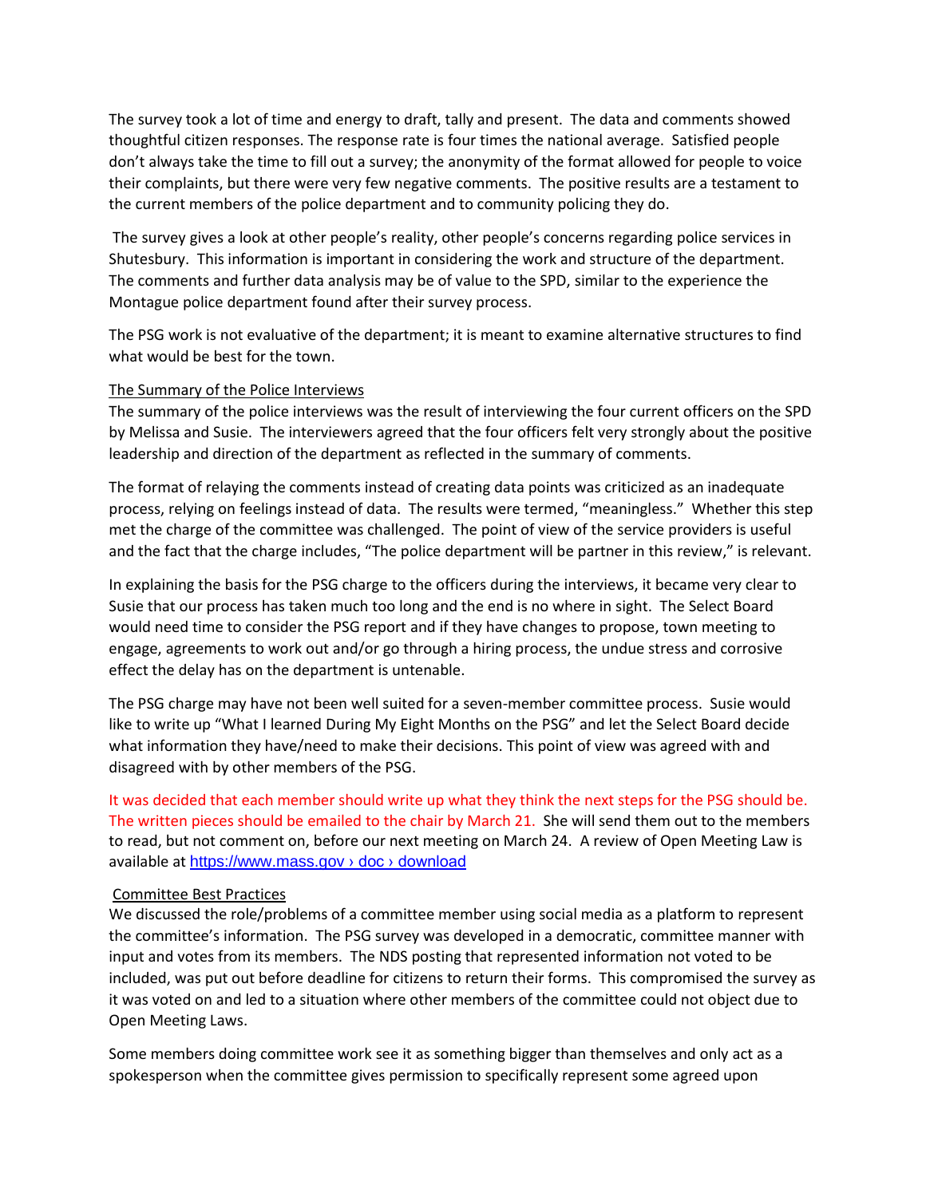The survey took a lot of time and energy to draft, tally and present. The data and comments showed thoughtful citizen responses. The response rate is four times the national average. Satisfied people don't always take the time to fill out a survey; the anonymity of the format allowed for people to voice their complaints, but there were very few negative comments. The positive results are a testament to the current members of the police department and to community policing they do.

The survey gives a look at other people's reality, other people's concerns regarding police services in Shutesbury. This information is important in considering the work and structure of the department. The comments and further data analysis may be of value to the SPD, similar to the experience the Montague police department found after their survey process.

The PSG work is not evaluative of the department; it is meant to examine alternative structures to find what would be best for the town.

The Summary of the Police Interviews

The summary of the police interviews was the result of interviewing the four current officers on the SPD by Melissa and Susie. The interviewers agreed that the four officers felt very strongly about the positive leadership and direction of the department as reflected in the summary of comments.

The format of relaying the comments instead of creating data points was criticized as an inadequate process, relying on feelings instead of data. The results were termed, "meaningless." Whether this step met the charge of the committee was challenged. The point of view of the service providers is useful and the fact that the charge includes, "The police department will be partner in this review," is relevant.

In explaining the basis for the PSG charge to the officers during the interviews, it became very clear to Susie that our process has taken much too long and the end is no where in sight. The Select Board would need time to consider the PSG report and if they have changes to propose, town meeting to engage, agreements to work out and/or go through a hiring process, the undue stress and corrosive effect the delay has on the department is untenable.

The PSG charge may have not been well suited for a seven-member committee process. Susie would like to write up "What I learned During My Eight Months on the PSG" and let the Select Board decide what information they have/need to make their decisions. This point of view was agreed with and disagreed with by other members of the PSG.

It was decided that each member should write up what they think the next steps for the PSG should be. The written pieces should be emailed to the chair by March 21. She will send them out to the members to read, but not comment on, before our next meeting on March 24. A review of Open Meeting Law is available at https://www.mass.gov › doc › download

Committee Best Practices

We discussed the role/problems of a committee member using social media as a platform to represent the committee's information. The PSG survey was developed in a democratic, committee manner with input and votes from its members. The NDS posting that represented information not voted to be included, was put out before deadline for citizens to return their forms. This compromised the survey as it was voted on and led to a situation where other members of the committee could not object due to Open Meeting Laws.

Some members doing committee work see it as something bigger than themselves and only act as a spokesperson when the committee gives permission to specifically represent some agreed upon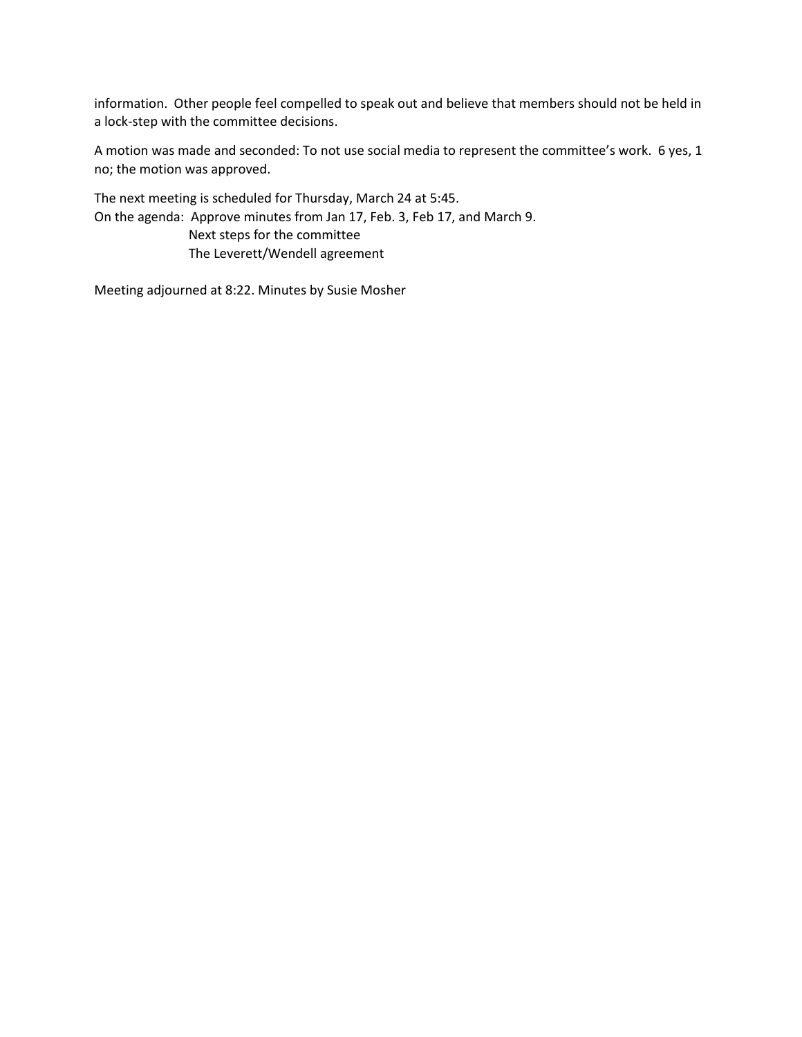information. Other people feel compelled to speak out and believe that members should not be held in a lock-step with the committee decisions.

A motion was made and seconded: To not use social media to represent the committee's work. 6 yes, 1 no; the motion was approved.

The next meeting is scheduled for Thursday, March 24 at 5:45.
On the agenda: Approve minutes from Jan 17, Feb. 3, Feb 17, and March 9.
Next steps for the committee
The Leverett/Wendell agreement

Meeting adjourned at 8:22. Minutes by Susie Mosher